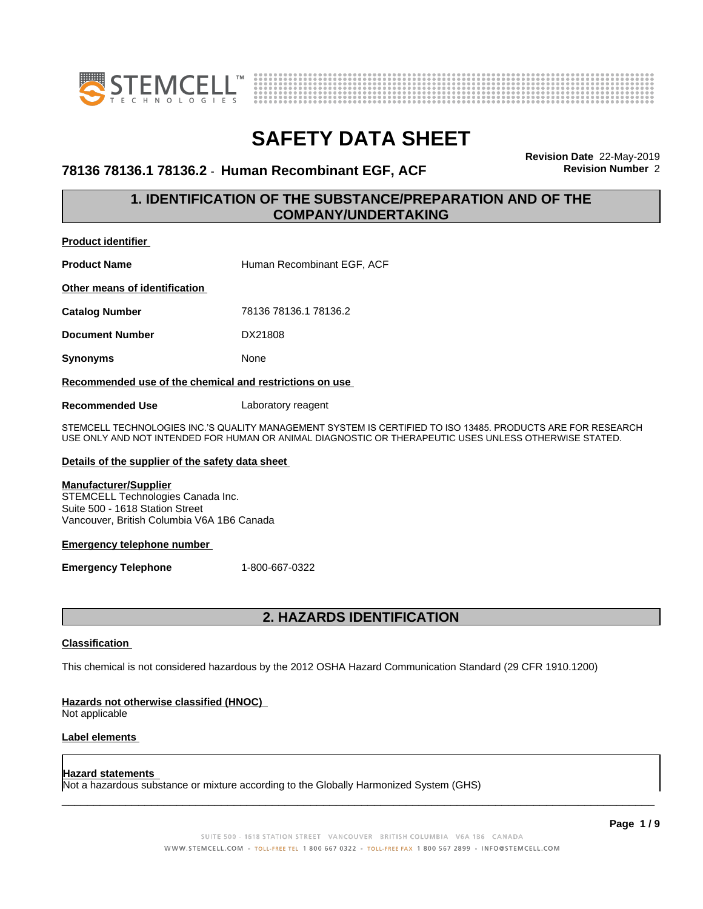# SAFETY DATA SHEET

**78136 78136.1 78136.2 - Human Recombinant EGF, ACF**

**Revision Date** 22-May-2019
**Revision Number** 2

## 1. IDENTIFICATION OF THE SUBSTANCE/PREPARATION AND OF THE COMPANY/UNDERTAKING

**Product identifier**

**Product Name** Human Recombinant EGF, ACF

**Other means of identification**

**Catalog Number** 78136 78136.1 78136.2

**Document Number** DX21808

**Synonyms** None

**Recommended use of the chemical and restrictions on use**

**Recommended Use** Laboratory reagent

STEMCELL TECHNOLOGIES INC.'S QUALITY MANAGEMENT SYSTEM IS CERTIFIED TO ISO 13485. PRODUCTS ARE FOR RESEARCH USE ONLY AND NOT INTENDED FOR HUMAN OR ANIMAL DIAGNOSTIC OR THERAPEUTIC USES UNLESS OTHERWISE STATED.

**Details of the supplier of the safety data sheet**

**Manufacturer/Supplier**
STEMCELL Technologies Canada Inc.
Suite 500 - 1618 Station Street
Vancouver, British Columbia V6A 1B6 Canada

**Emergency telephone number**

**Emergency Telephone** 1-800-667-0322

## 2. HAZARDS IDENTIFICATION

**Classification**

This chemical is not considered hazardous by the 2012 OSHA Hazard Communication Standard (29 CFR 1910.1200)

**Hazards not otherwise classified (HNOC)**
Not applicable

**Label elements**

**Hazard statements**
Not a hazardous substance or mixture according to the Globally Harmonized System (GHS)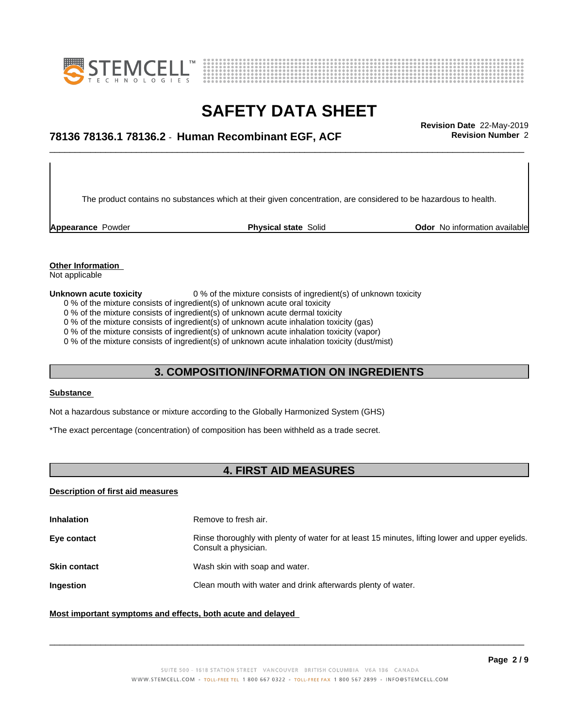The product contains no substances which at their given concentration, are considered to be hazardous to health.

| **Appearance** Powder | **Physical state** Solid | **Odor** No information available |
|---|---|---|

**Other Information**
Not applicable

**Unknown acute toxicity** 0 % of the mixture consists of ingredient(s) of unknown toxicity

0 % of the mixture consists of ingredient(s) of unknown acute oral toxicity
0 % of the mixture consists of ingredient(s) of unknown acute dermal toxicity
0 % of the mixture consists of ingredient(s) of unknown acute inhalation toxicity (gas)
0 % of the mixture consists of ingredient(s) of unknown acute inhalation toxicity (vapor)
0 % of the mixture consists of ingredient(s) of unknown acute inhalation toxicity (dust/mist)

## 3. COMPOSITION/INFORMATION ON INGREDIENTS

**Substance**

Not a hazardous substance or mixture according to the Globally Harmonized System (GHS)

*The exact percentage (concentration) of composition has been withheld as a trade secret.

## 4. FIRST AID MEASURES

**Description of first aid measures**

| | |
|---|---|
| **Inhalation** | Remove to fresh air. |
| **Eye contact** | Rinse thoroughly with plenty of water for at least 15 minutes, lifting lower and upper eyelids. Consult a physician. |
| **Skin contact** | Wash skin with soap and water. |
| **Ingestion** | Clean mouth with water and drink afterwards plenty of water. |

**Most important symptoms and effects, both acute and delayed**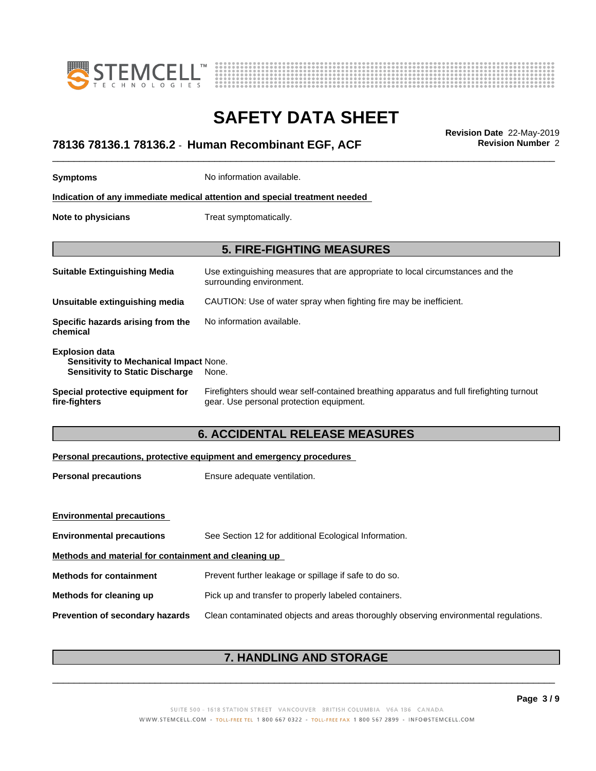**Symptoms** No information available.

**Indication of any immediate medical attention and special treatment needed**

**Note to physicians** Treat symptomatically.

## 5. FIRE-FIGHTING MEASURES

**Suitable Extinguishing Media** Use extinguishing measures that are appropriate to local circumstances and the surrounding environment.

**Unsuitable extinguishing media** CAUTION: Use of water spray when fighting fire may be inefficient.

**Specific hazards arising from the chemical** No information available.

**Explosion data**
**Sensitivity to Mechanical Impact** None.
**Sensitivity to Static Discharge** None.

**Special protective equipment for fire-fighters** Firefighters should wear self-contained breathing apparatus and full firefighting turnout gear. Use personal protection equipment.

## 6. ACCIDENTAL RELEASE MEASURES

**Personal precautions, protective equipment and emergency procedures**

**Personal precautions** Ensure adequate ventilation.

**Environmental precautions**

**Environmental precautions** See Section 12 for additional Ecological Information.

**Methods and material for containment and cleaning up**

**Methods for containment** Prevent further leakage or spillage if safe to do so.

**Methods for cleaning up** Pick up and transfer to properly labeled containers.

**Prevention of secondary hazards** Clean contaminated objects and areas thoroughly observing environmental regulations.

## 7. HANDLING AND STORAGE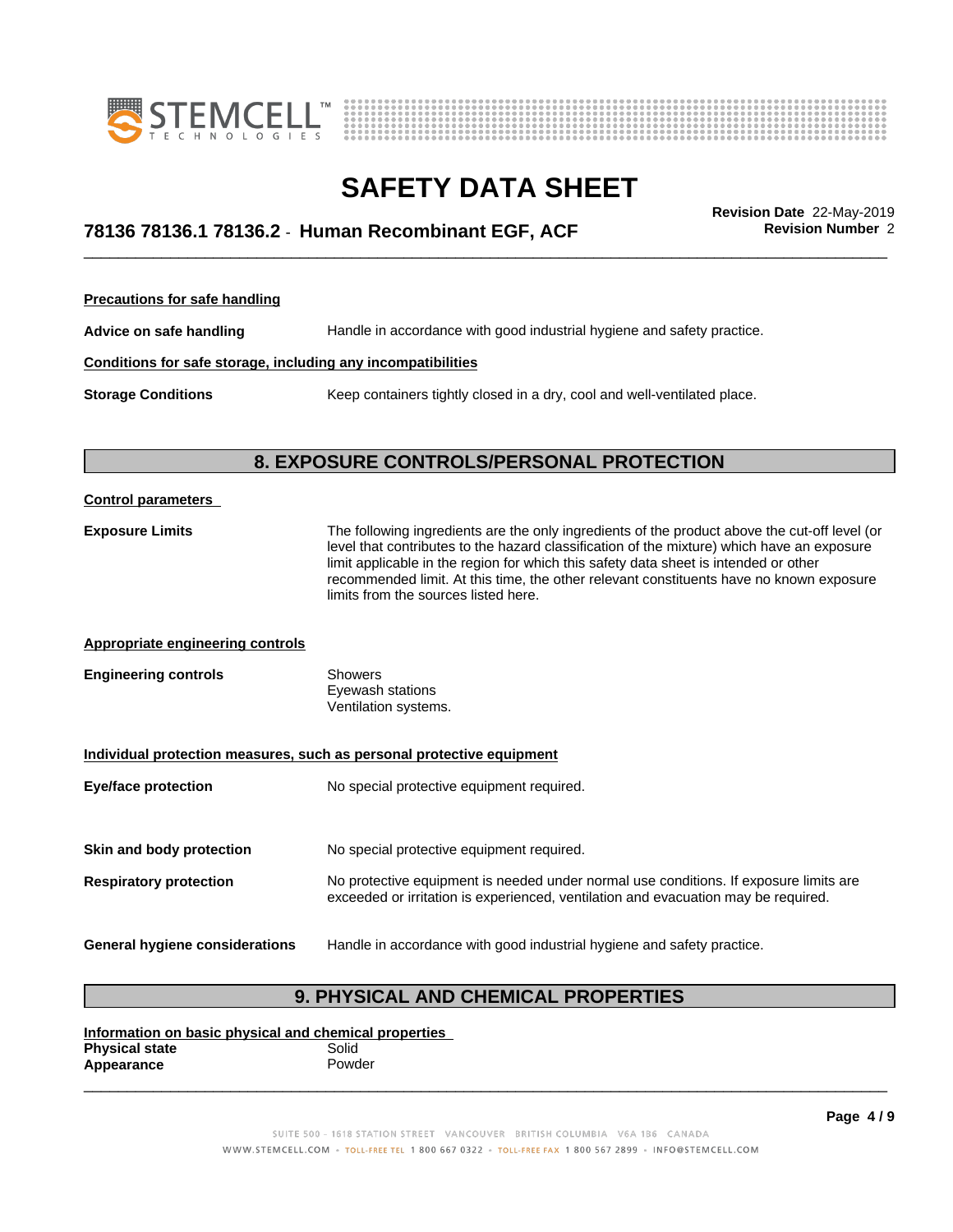**Precautions for safe handling**

**Advice on safe handling** Handle in accordance with good industrial hygiene and safety practice.

**Conditions for safe storage, including any incompatibilities**

**Storage Conditions** Keep containers tightly closed in a dry, cool and well-ventilated place.

## 8. EXPOSURE CONTROLS/PERSONAL PROTECTION

**Control parameters**

**Exposure Limits** The following ingredients are the only ingredients of the product above the cut-off level (or level that contributes to the hazard classification of the mixture) which have an exposure limit applicable in the region for which this safety data sheet is intended or other recommended limit. At this time, the other relevant constituents have no known exposure limits from the sources listed here.

**Appropriate engineering controls**

**Engineering controls**
Showers
Eyewash stations
Ventilation systems.

**Individual protection measures, such as personal protective equipment**

**Eye/face protection** No special protective equipment required.

**Skin and body protection** No special protective equipment required.

**Respiratory protection** No protective equipment is needed under normal use conditions. If exposure limits are exceeded or irritation is experienced, ventilation and evacuation may be required.

**General hygiene considerations** Handle in accordance with good industrial hygiene and safety practice.

## 9. PHYSICAL AND CHEMICAL PROPERTIES

**Information on basic physical and chemical properties**

**Physical state** Solid
**Appearance** Powder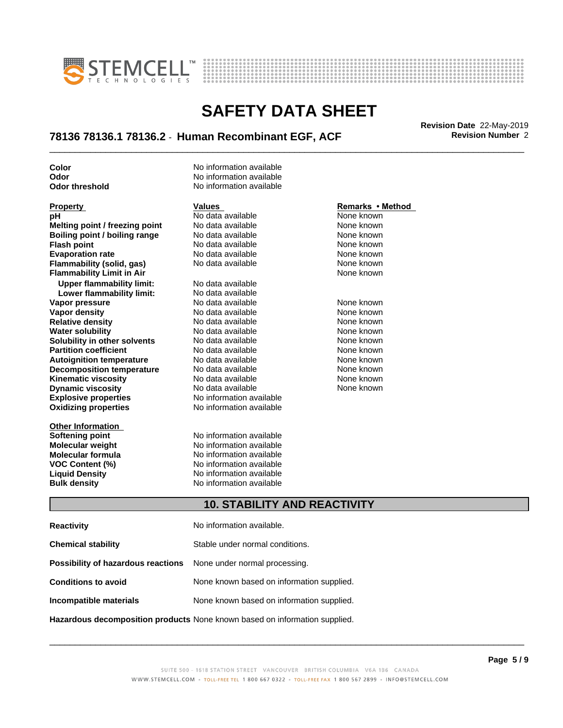| | |
|---|---|
| **Color** | No information available |
| **Odor** | No information available |
| **Odor threshold** | No information available |

| Property | Values | Remarks • Method |
|---|---|---|
| **pH** | No data available | None known |
| **Melting point / freezing point** | No data available | None known |
| **Boiling point / boiling range** | No data available | None known |
| **Flash point** | No data available | None known |
| **Evaporation rate** | No data available | None known |
| **Flammability (solid, gas)** | No data available | None known |
| **Flammability Limit in Air** | | None known |
| **Upper flammability limit:** | No data available | |
| **Lower flammability limit:** | No data available | |
| **Vapor pressure** | No data available | None known |
| **Vapor density** | No data available | None known |
| **Relative density** | No data available | None known |
| **Water solubility** | No data available | None known |
| **Solubility in other solvents** | No data available | None known |
| **Partition coefficient** | No data available | None known |
| **Autoignition temperature** | No data available | None known |
| **Decomposition temperature** | No data available | None known |
| **Kinematic viscosity** | No data available | None known |
| **Dynamic viscosity** | No data available | None known |
| **Explosive properties** | No information available | |
| **Oxidizing properties** | No information available | |

| Other Information | |
|---|---|
| **Softening point** | No information available |
| **Molecular weight** | No information available |
| **Molecular formula** | No information available |
| **VOC Content (%)** | No information available |
| **Liquid Density** | No information available |
| **Bulk density** | No information available |

## 10. STABILITY AND REACTIVITY

| | |
|---|---|
| **Reactivity** | No information available. |
| **Chemical stability** | Stable under normal conditions. |
| **Possibility of hazardous reactions** | None under normal processing. |
| **Conditions to avoid** | None known based on information supplied. |
| **Incompatible materials** | None known based on information supplied. |
| **Hazardous decomposition products** | None known based on information supplied. |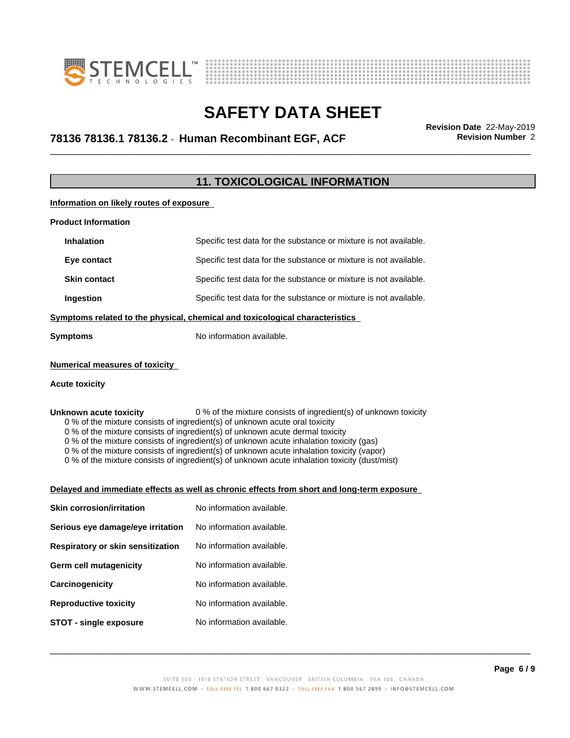## 11. TOXICOLOGICAL INFORMATION

### Information on likely routes of exposure

**Product Information**

| | |
|---|---|
| **Inhalation** | Specific test data for the substance or mixture is not available. |
| **Eye contact** | Specific test data for the substance or mixture is not available. |
| **Skin contact** | Specific test data for the substance or mixture is not available. |
| **Ingestion** | Specific test data for the substance or mixture is not available. |

### Symptoms related to the physical, chemical and toxicological characteristics

**Symptoms** No information available.

### Numerical measures of toxicity

**Acute toxicity**

**Unknown acute toxicity** 0 % of the mixture consists of ingredient(s) of unknown toxicity

0 % of the mixture consists of ingredient(s) of unknown acute oral toxicity
0 % of the mixture consists of ingredient(s) of unknown acute dermal toxicity
0 % of the mixture consists of ingredient(s) of unknown acute inhalation toxicity (gas)
0 % of the mixture consists of ingredient(s) of unknown acute inhalation toxicity (vapor)
0 % of the mixture consists of ingredient(s) of unknown acute inhalation toxicity (dust/mist)

### Delayed and immediate effects as well as chronic effects from short and long-term exposure

| | |
|---|---|
| **Skin corrosion/irritation** | No information available. |
| **Serious eye damage/eye irritation** | No information available. |
| **Respiratory or skin sensitization** | No information available. |
| **Germ cell mutagenicity** | No information available. |
| **Carcinogenicity** | No information available. |
| **Reproductive toxicity** | No information available. |
| **STOT - single exposure** | No information available. |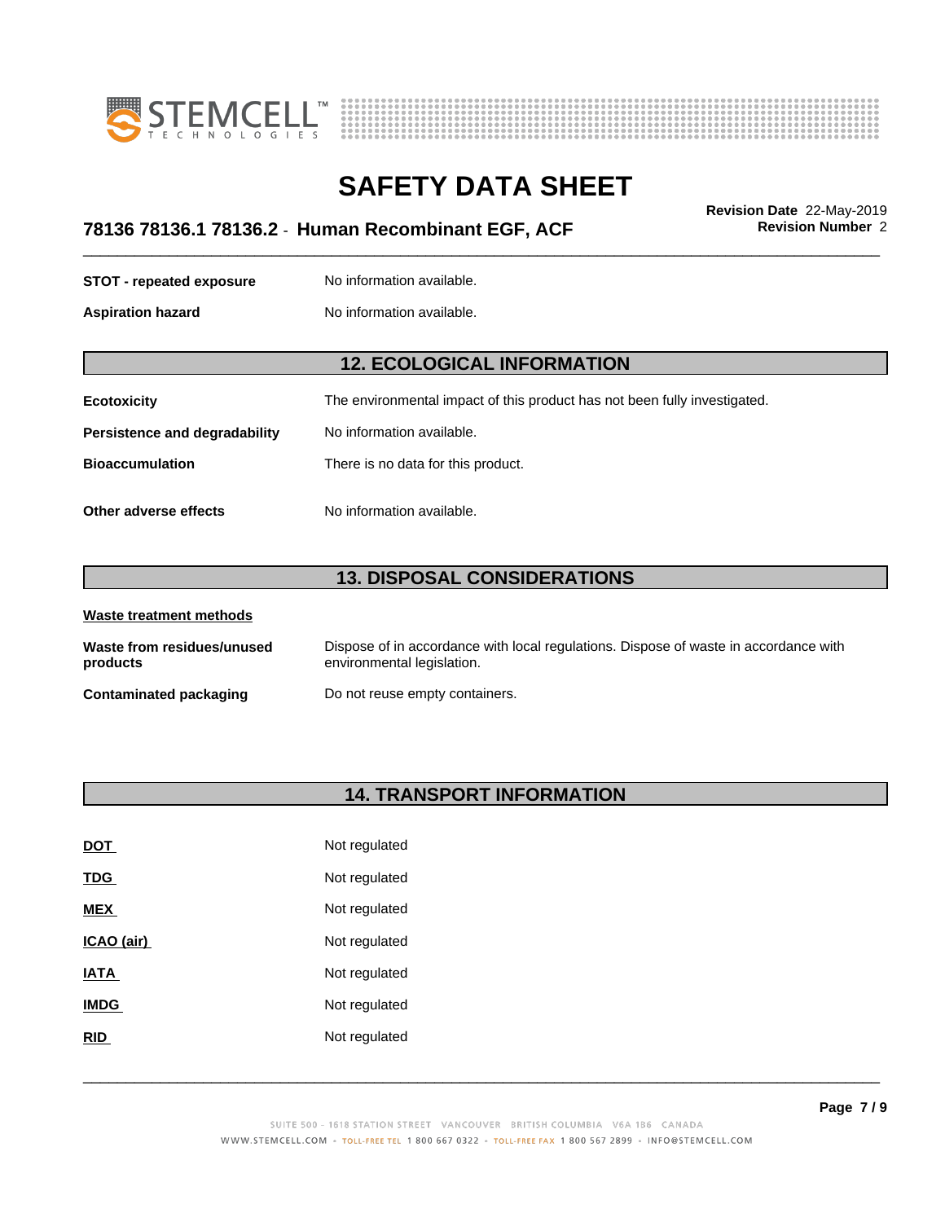| | |
|---|---|
| **STOT - repeated exposure** | No information available. |
| **Aspiration hazard** | No information available. |

## 12. ECOLOGICAL INFORMATION

| | |
|---|---|
| **Ecotoxicity** | The environmental impact of this product has not been fully investigated. |
| **Persistence and degradability** | No information available. |
| **Bioaccumulation** | There is no data for this product. |
| **Other adverse effects** | No information available. |

## 13. DISPOSAL CONSIDERATIONS

**Waste treatment methods**

| | |
|---|---|
| **Waste from residues/unused products** | Dispose of in accordance with local regulations. Dispose of waste in accordance with environmental legislation. |
| **Contaminated packaging** | Do not reuse empty containers. |

## 14. TRANSPORT INFORMATION

| | |
|---|---|
| **DOT** | Not regulated |
| **TDG** | Not regulated |
| **MEX** | Not regulated |
| **ICAO (air)** | Not regulated |
| **IATA** | Not regulated |
| **IMDG** | Not regulated |
| **RID** | Not regulated |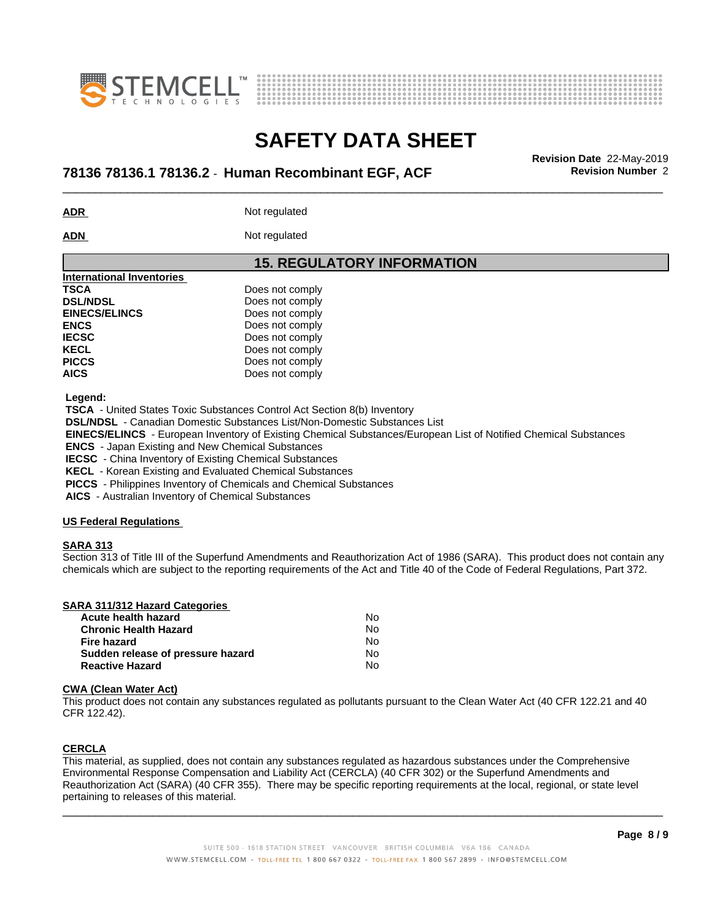**ADR** Not regulated

**ADN** Not regulated

## 15. REGULATORY INFORMATION

| International Inventories | |
|---|---|
| **TSCA** | Does not comply |
| **DSL/NDSL** | Does not comply |
| **EINECS/ELINCS** | Does not comply |
| **ENCS** | Does not comply |
| **IECSC** | Does not comply |
| **KECL** | Does not comply |
| **PICCS** | Does not comply |
| **AICS** | Does not comply |

**Legend:**

**TSCA** - United States Toxic Substances Control Act Section 8(b) Inventory
**DSL/NDSL** - Canadian Domestic Substances List/Non-Domestic Substances List
**EINECS/ELINCS** - European Inventory of Existing Chemical Substances/European List of Notified Chemical Substances
**ENCS** - Japan Existing and New Chemical Substances
**IECSC** - China Inventory of Existing Chemical Substances
**KECL** - Korean Existing and Evaluated Chemical Substances
**PICCS** - Philippines Inventory of Chemicals and Chemical Substances
**AICS** - Australian Inventory of Chemical Substances

### US Federal Regulations

**SARA 313**

Section 313 of Title III of the Superfund Amendments and Reauthorization Act of 1986 (SARA). This product does not contain any chemicals which are subject to the reporting requirements of the Act and Title 40 of the Code of Federal Regulations, Part 372.

| SARA 311/312 Hazard Categories | |
|---|---|
| **Acute health hazard** | No |
| **Chronic Health Hazard** | No |
| **Fire hazard** | No |
| **Sudden release of pressure hazard** | No |
| **Reactive Hazard** | No |

**CWA (Clean Water Act)**

This product does not contain any substances regulated as pollutants pursuant to the Clean Water Act (40 CFR 122.21 and 40 CFR 122.42).

**CERCLA**

This material, as supplied, does not contain any substances regulated as hazardous substances under the Comprehensive Environmental Response Compensation and Liability Act (CERCLA) (40 CFR 302) or the Superfund Amendments and Reauthorization Act (SARA) (40 CFR 355). There may be specific reporting requirements at the local, regional, or state level pertaining to releases of this material.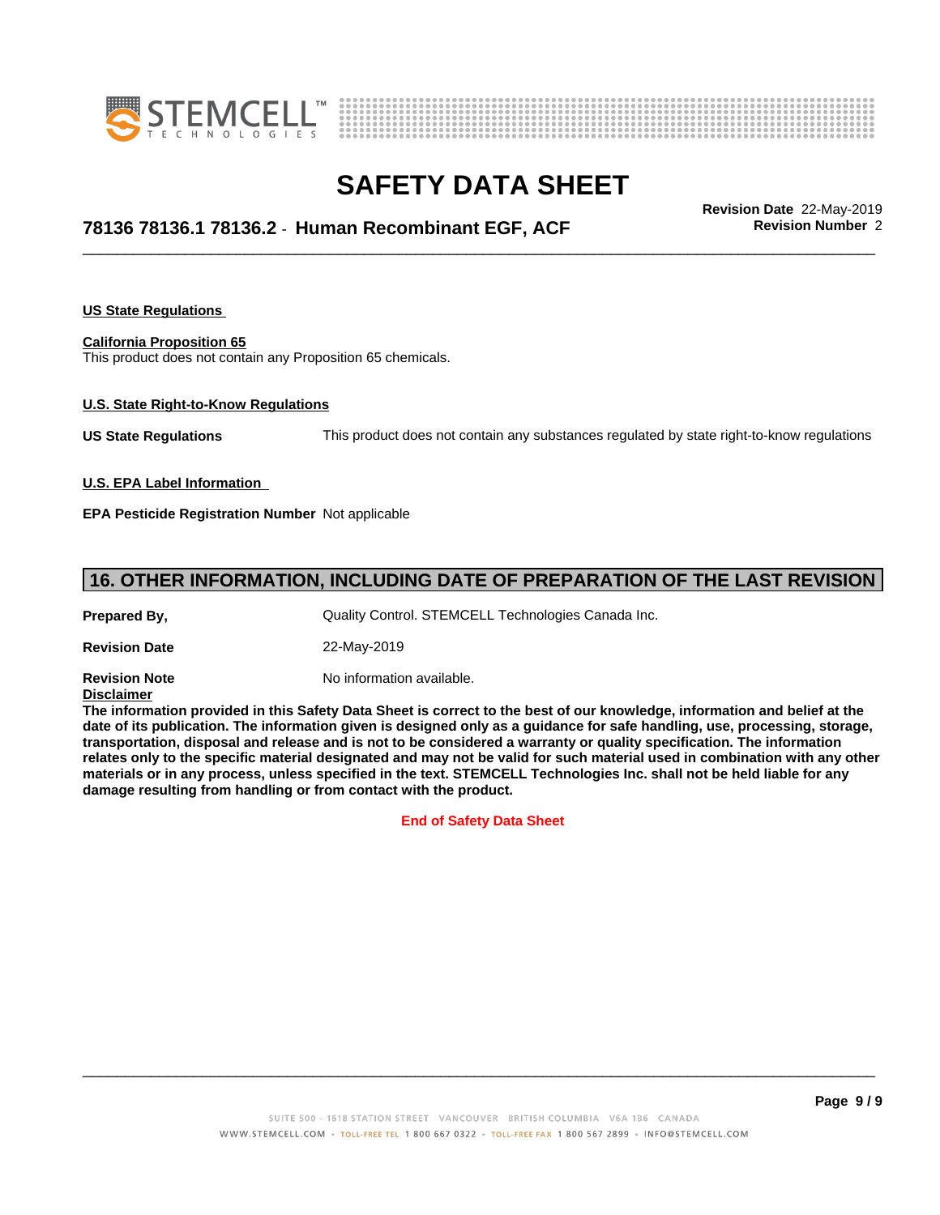**US State Regulations**

**California Proposition 65**

This product does not contain any Proposition 65 chemicals.

**U.S. State Right-to-Know Regulations**

**US State Regulations** This product does not contain any substances regulated by state right-to-know regulations

**U.S. EPA Label Information**

**EPA Pesticide Registration Number** Not applicable

## 16. OTHER INFORMATION, INCLUDING DATE OF PREPARATION OF THE LAST REVISION

**Prepared By,** Quality Control. STEMCELL Technologies Canada Inc.

**Revision Date** 22-May-2019

**Revision Note** No information available.

**Disclaimer**

**The information provided in this Safety Data Sheet is correct to the best of our knowledge, information and belief at the date of its publication. The information given is designed only as a guidance for safe handling, use, processing, storage, transportation, disposal and release and is not to be considered a warranty or quality specification. The information relates only to the specific material designated and may not be valid for such material used in combination with any other materials or in any process, unless specified in the text. STEMCELL Technologies Inc. shall not be held liable for any damage resulting from handling or from contact with the product.**

**End of Safety Data Sheet**